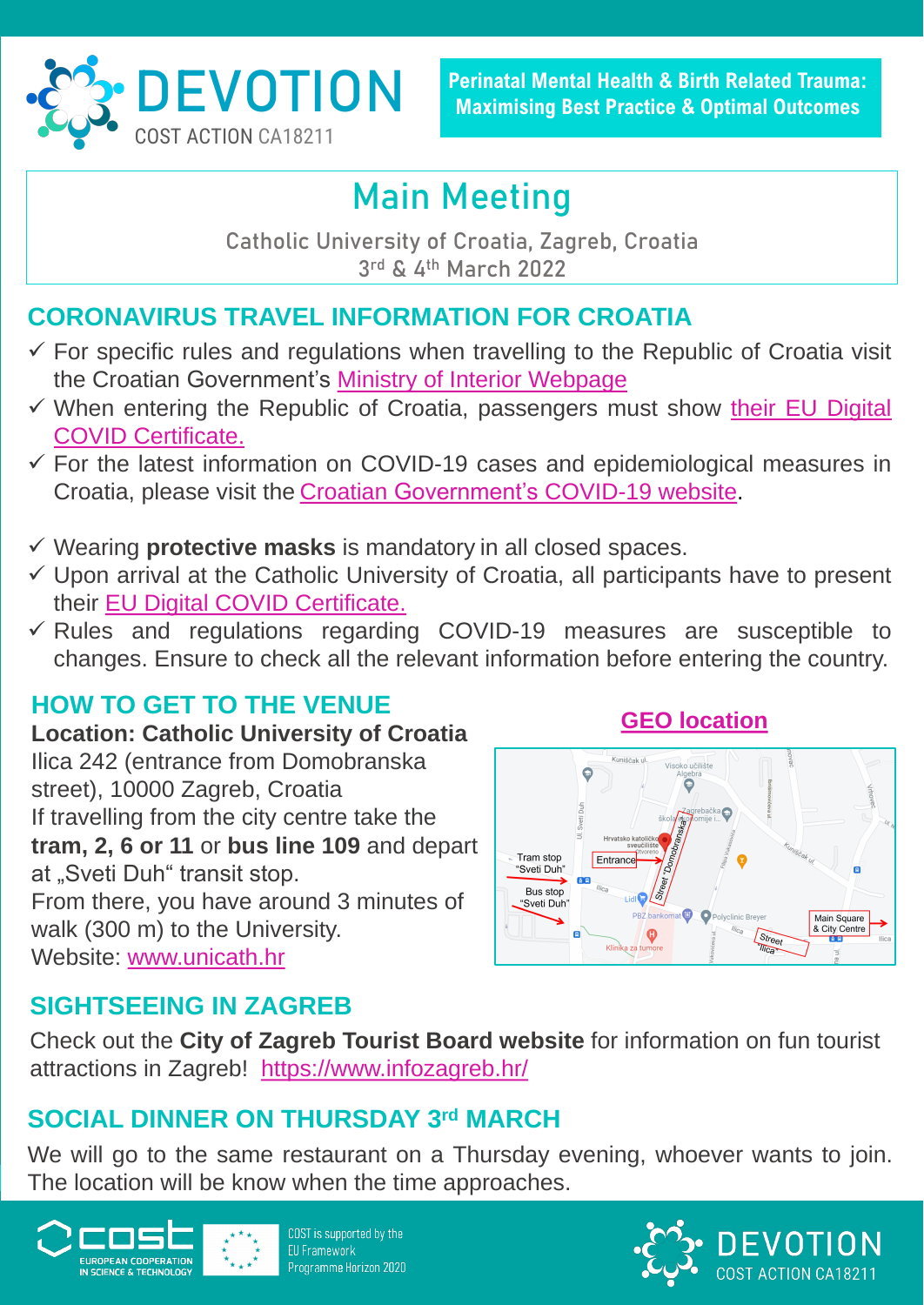# DEVOTION

COST ACTION CA18211

**Perinatal Mental Health & Birth Related Trauma: Maximising Best Practice & Optimal Outcomes**

## Main Meeting

Catholic University of Croatia, Zagreb, Croatia

3rd & 4th March 2022

## CORONAVIRUS TRAVEL INFORMATION FOR CROATIA

- ✓ For specific rules and regulations when travelling to the Republic of Croatia visit the Croatian Government's Ministry of Interior Webpage
- ✓ When entering the Republic of Croatia, passengers must show their EU Digital COVID Certificate.
- ✓ For the latest information on COVID-19 cases and epidemiological measures in Croatia, please visit the Croatian Government's COVID-19 website.

- ✓ Wearing **protective masks** is mandatory in all closed spaces.
- ✓ Upon arrival at the Catholic University of Croatia, all participants have to present their EU Digital COVID Certificate.
- ✓ Rules and regulations regarding COVID-19 measures are susceptible to changes. Ensure to check all the relevant information before entering the country.

## HOW TO GET TO THE VENUE

**Location: Catholic University of Croatia**

Ilica 242 (entrance from Domobranska street), 10000 Zagreb, Croatia

If travelling from the city centre take the **tram, 2, 6 or 11** or **bus line 109** and depart at „Sveti Duh" transit stop.

From there, you have around 3 minutes of walk (300 m) to the University.

Website: www.unicath.hr

**GEO location**

## SIGHTSEEING IN ZAGREB

Check out the **City of Zagreb Tourist Board website** for information on fun tourist attractions in Zagreb! https://www.infozagreb.hr/

## SOCIAL DINNER ON THURSDAY 3rd MARCH

We will go to the same restaurant on a Thursday evening, whoever wants to join. The location will be know when the time approaches.

COST is supported by the EU Framework Programme Horizon 2020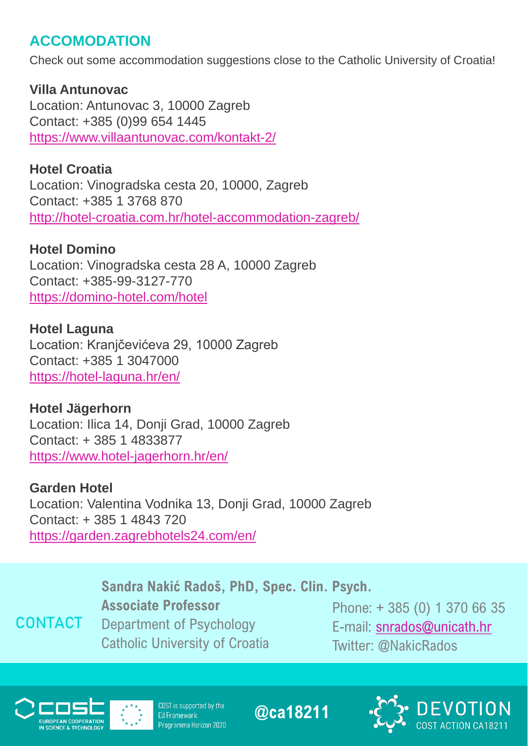## ACCOMODATION

Check out some accommodation suggestions close to the Catholic University of Croatia!

**Villa Antunovac**
Location: Antunovac 3, 10000 Zagreb
Contact: +385 (0)99 654 1445
https://www.villaantunovac.com/kontakt-2/

**Hotel Croatia**
Location: Vinogradska cesta 20, 10000, Zagreb
Contact: +385 1 3768 870
http://hotel-croatia.com.hr/hotel-accommodation-zagreb/

**Hotel Domino**
Location: Vinogradska cesta 28 A, 10000 Zagreb
Contact: +385-99-3127-770
https://domino-hotel.com/hotel

**Hotel Laguna**
Location: Kranjčevićeva 29, 10000 Zagreb
Contact: +385 1 3047000
https://hotel-laguna.hr/en/

**Hotel Jägerhorn**
Location: Ilica 14, Donji Grad, 10000 Zagreb
Contact: + 385 1 4833877
https://www.hotel-jagerhorn.hr/en/

**Garden Hotel**
Location: Valentina Vodnika 13, Donji Grad, 10000 Zagreb
Contact: + 385 1 4843 720
https://garden.zagrebhotels24.com/en/

## CONTACT

**Sandra Nakić Radoš, PhD, Spec. Clin. Psych.**
**Associate Professor**
Department of Psychology
Catholic University of Croatia

Phone: + 385 (0) 1 370 66 35
E-mail: snrados@unicath.hr
Twitter: @NakicRados

COST EUROPEAN COOPERATION IN SCIENCE & TECHNOLOGY

COST is supported by the EU Framework Programme Horizon 2020

@ca18211

DEVOTION COST ACTION CA18211